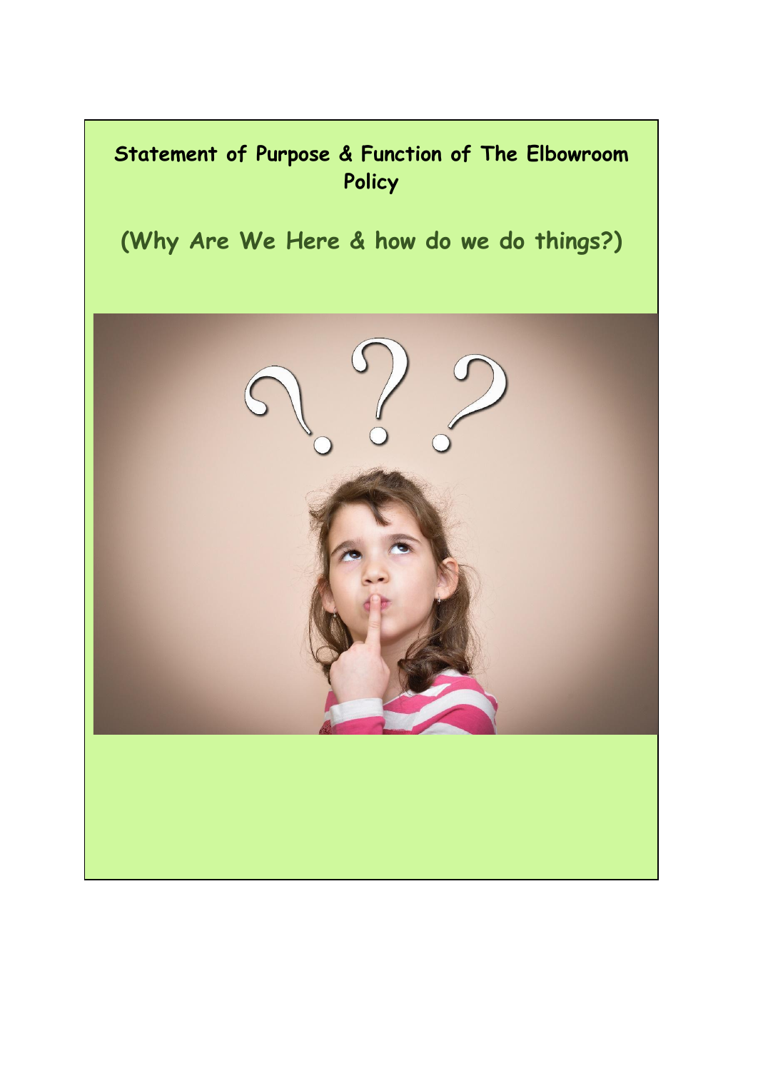# Statement of Purpose & Function of The Elbowroom Policy

## (Why Are We Here & how do we do things?)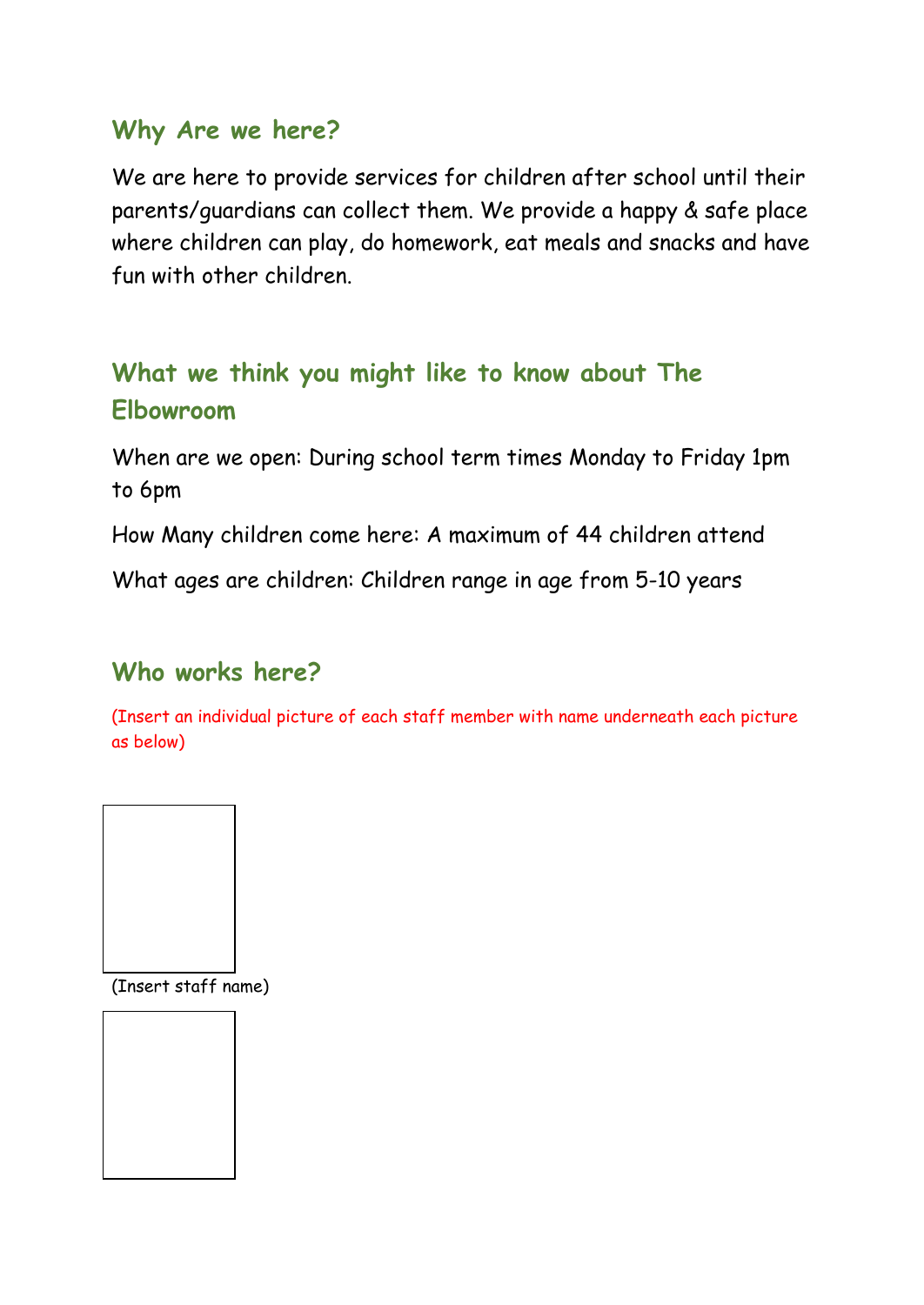## Why Are we here?

We are here to provide services for children after school until their parents/guardians can collect them. We provide a happy & safe place where children can play, do homework, eat meals and snacks and have fun with other children.

## What we think you might like to know about The Elbowroom

When are we open: During school term times Monday to Friday 1pm to 6pm

How Many children come here: A maximum of 44 children attend

What ages are children: Children range in age from 5-10 years

## Who works here?

(Insert an individual picture of each staff member with name underneath each picture as below)

(Insert staff name)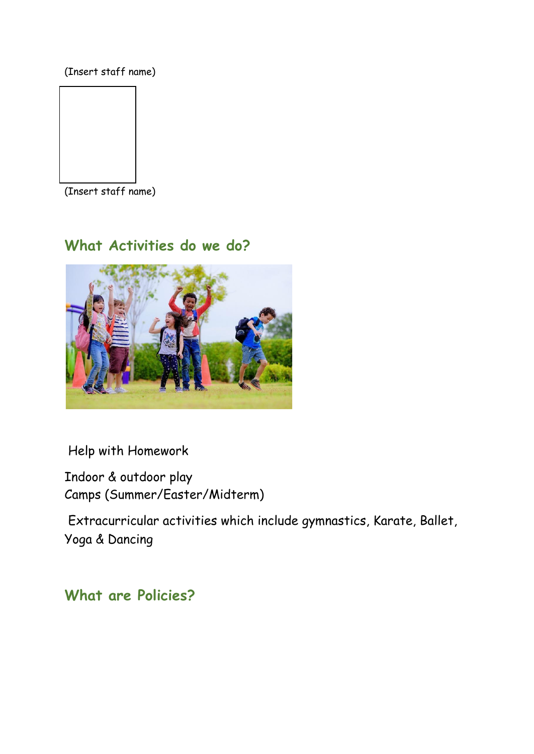(Insert staff name)

(Insert staff name)

## What Activities do we do?

Help with Homework

Indoor & outdoor play
Camps (Summer/Easter/Midterm)

Extracurricular activities which include gymnastics, Karate, Ballet, Yoga & Dancing

## What are Policies?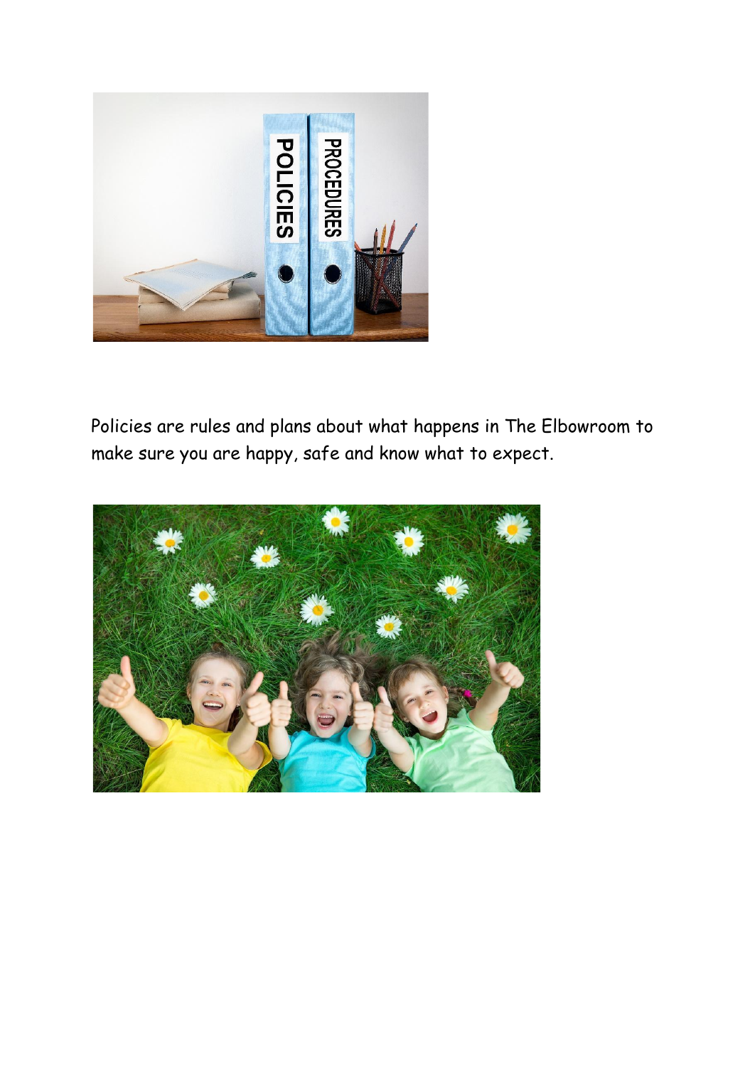Policies are rules and plans about what happens in The Elbowroom to make sure you are happy, safe and know what to expect.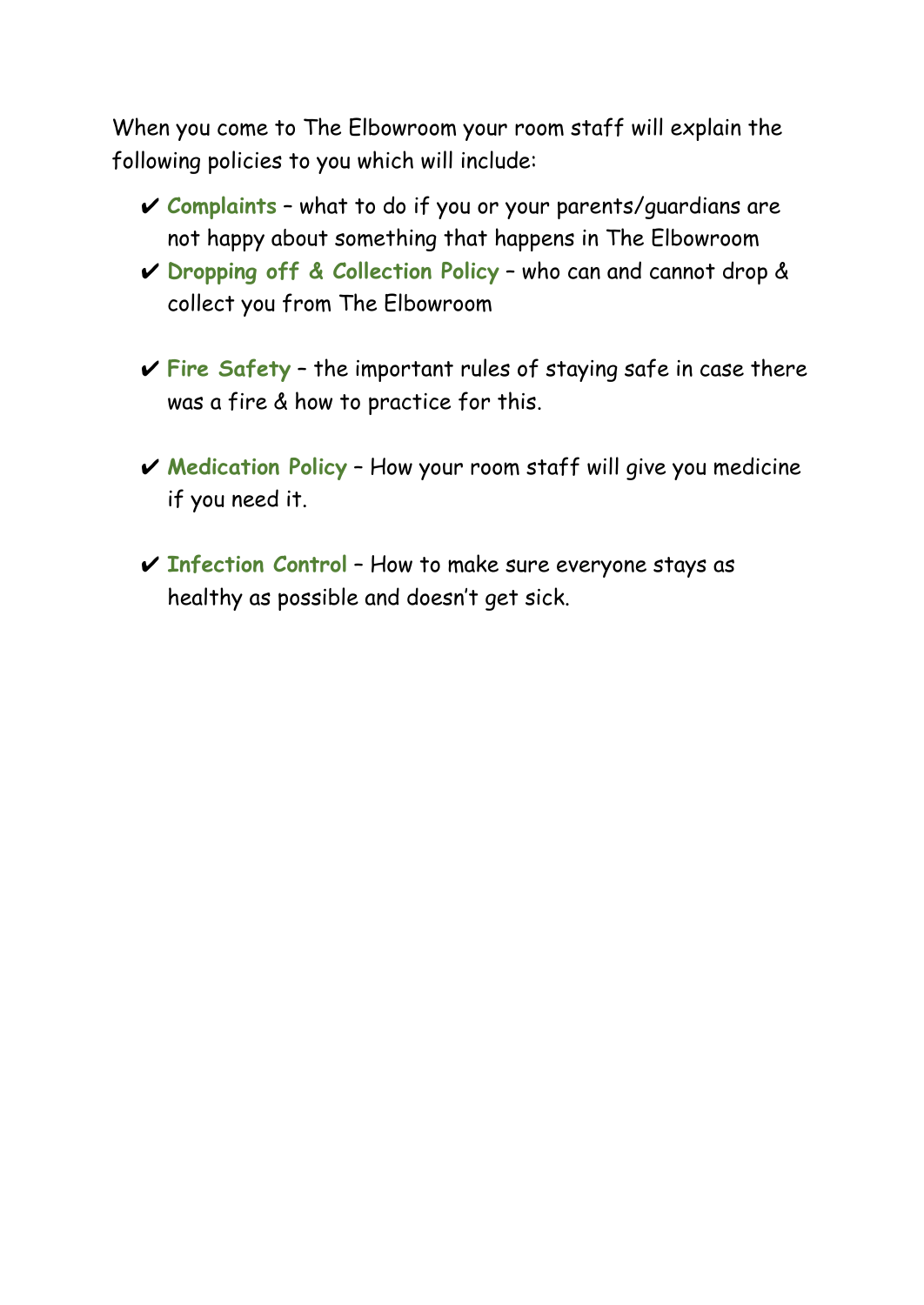When you come to The Elbowroom your room staff will explain the following policies to you which will include:

- ✔ **Complaints** – what to do if you or your parents/guardians are not happy about something that happens in The Elbowroom
- ✔ **Dropping off & Collection Policy** – who can and cannot drop & collect you from The Elbowroom
- ✔ **Fire Safety** – the important rules of staying safe in case there was a fire & how to practice for this.
- ✔ **Medication Policy** – How your room staff will give you medicine if you need it.
- ✔ **Infection Control** – How to make sure everyone stays as healthy as possible and doesn't get sick.